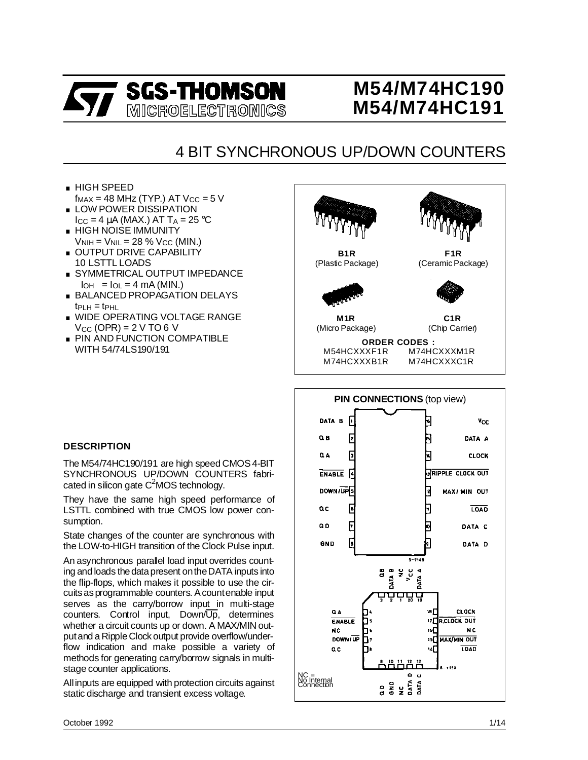# M54/M74HC190
# M54/M74HC191

## 4 BIT SYNCHRONOUS UP/DOWN COUNTERS

- HIGH SPEED
  $f_{MAX}$ = 48 MHz (TYP.) AT $V_{CC}$ = 5 V
- LOW POWER DISSIPATION
  $I_{CC}$ = 4 µA (MAX.) AT $T_A$ = 25 °C
- HIGH NOISE IMMUNITY
  $V_{NIH}$ = $V_{NIL}$ = 28 % $V_{CC}$ (MIN.)
- OUTPUT DRIVE CAPABILITY
  10 LSTTL LOADS
- SYMMETRICAL OUTPUT IMPEDANCE
  $|I_{OH}|$ = $I_{OL}$ = 4 mA (MIN.)
- BALANCED PROPAGATION DELAYS
  $t_{PLH}$ = $t_{PHL}$
- WIDE OPERATING VOLTAGE RANGE
  $V_{CC}$ (OPR) = 2 V TO 6 V
- PIN AND FUNCTION COMPATIBLE
  WITH 54/74LS190/191

**B1R** (Plastic Package)
**F1R** (Ceramic Package)
**M1R** (Micro Package)
**C1R** (Chip Carrier)

**ORDER CODES :**

| | |
|---|---|
| M54HCXXXF1R | M74HCXXXM1R |
| M74HCXXXB1R | M74HCXXXC1R |

### DESCRIPTION

The M54/74HC190/191 are high speed CMOS 4-BIT SYNCHRONOUS UP/DOWN COUNTERS fabricated in silicon gate $C^2MOS$ technology.

They have the same high speed performance of LSTTL combined with true CMOS low power consumption.

State changes of the counter are synchronous with the LOW-to-HIGH transition of the Clock Pulse input.

An asynchronous parallel load input overrides counting and loads the data present on the DATA inputs into the flip-flops, which makes it possible to use the circuits as programmable counters. A count enable input serves as the carry/borrow input in multi-stage counters. Control input, Down/$\overline{\text{Up}}$, determines whether a circuit counts up or down. A MAX/MIN output and a Ripple Clock output provide overflow/underflow indication and make possible a variety of methods for generating carry/borrow signals in multistage counter applications.

All inputs are equipped with protection circuits against static discharge and transient excess voltage.

### PIN CONNECTIONS (top view)

| Pin | Name | Pin | Name |
|---|---|---|---|
| 1 | DATA B | 16 | $V_{CC}$ |
| 2 | Q B | 15 | DATA A |
| 3 | Q A | 14 | CLOCK |
| 4 | $\overline{\text{ENABLE}}$ | 13 | $\overline{\text{RIPPLE CLOCK OUT}}$ |
| 5 | DOWN/$\overline{\text{UP}}$ | 12 | MAX/MIN OUT |
| 6 | Q C | 11 | $\overline{\text{LOAD}}$ |
| 7 | Q D | 10 | DATA C |
| 8 | GND | 9 | DATA D |

Chip carrier:

| Pin | Name | Pin | Name |
|---|---|---|---|
| 1 | NC | 11 | NC |
| 2 | DATA B | 12 | DATA D |
| 3 | QB | 13 | DATA C |
| 4 | Q A | 14 | $\overline{\text{LOAD}}$ |
| 5 | $\overline{\text{ENABLE}}$ | 15 | $\overline{\text{MAX/MIN OUT}}$ |
| 6 | NC | 16 | NC |
| 7 | DOWN/$\overline{\text{UP}}$ | 17 | $\overline{\text{R.CLOCK OUT}}$ |
| 8 | Q C | 18 | CLOCK |
| 9 | Q D | 19 | DATA A |
| 10 | GND | 20 | $V_{CC}$ |

NC = No Internal Connection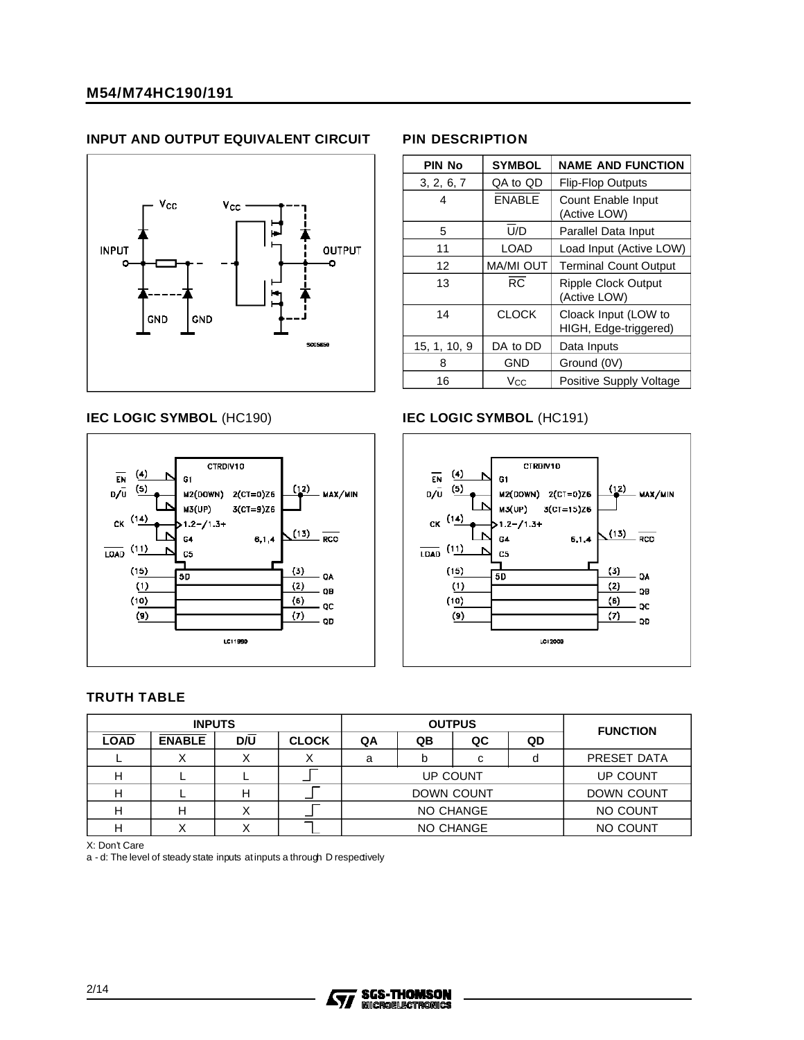## INPUT AND OUTPUT EQUIVALENT CIRCUIT

## PIN DESCRIPTION

| PIN No | SYMBOL | NAME AND FUNCTION |
|---|---|---|
| 3, 2, 6, 7 | QA to QD | Flip-Flop Outputs |
| 4 | ENABLE | Count Enable Input (Active LOW) |
| 5 | U/D | Parallel Data Input |
| 11 | LOAD | Load Input (Active LOW) |
| 12 | MA/MI OUT | Terminal Count Output |
| 13 | RC | Ripple Clock Output (Active LOW) |
| 14 | CLOCK | Cloack Input (LOW to HIGH, Edge-triggered) |
| 15, 1, 10, 9 | DA to DD | Data Inputs |
| 8 | GND | Ground (0V) |
| 16 | $V_{CC}$ | Positive Supply Voltage |

## IEC LOGIC SYMBOL (HC190)

## IEC LOGIC SYMBOL (HC191)

## TRUTH TABLE

| INPUTS | | | | OUTPUS | | | | FUNCTION |
|---|---|---|---|---|---|---|---|---|
| LOAD | ENABLE | D/U | CLOCK | QA | QB | QC | QD | |
| L | X | X | X | a | b | c | d | PRESET DATA |
| H | L | L | _/‾ | UP COUNT | | | | UP COUNT |
| H | L | H | _/‾ | DOWN COUNT | | | | DOWN COUNT |
| H | H | X | _/‾ | NO CHANGE | | | | NO COUNT |
| H | X | X | ‾\_ | NO CHANGE | | | | NO COUNT |

X: Don't Care

a - d: The level of steady state inputs at inputs a through D respectively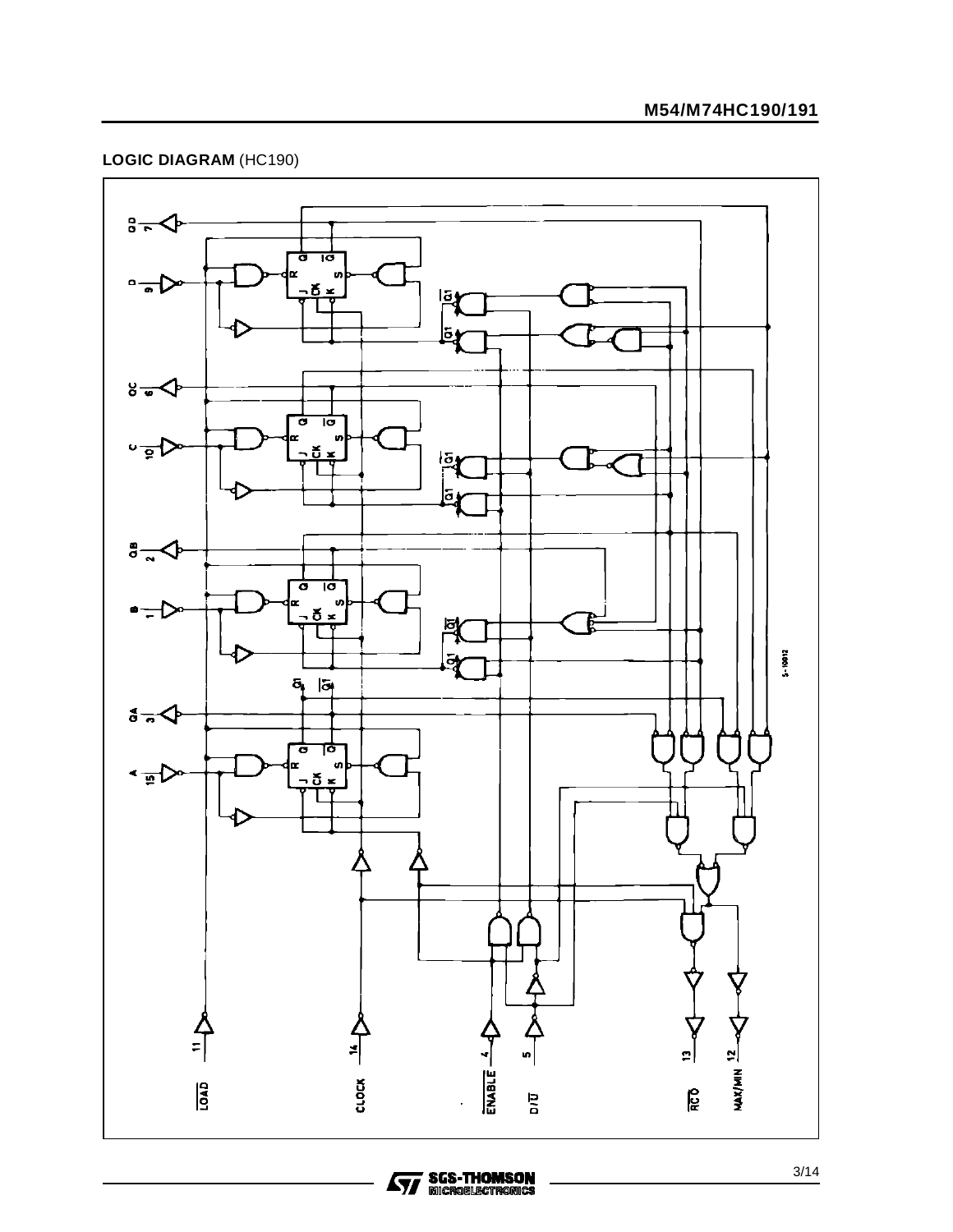## LOGIC DIAGRAM (HC190)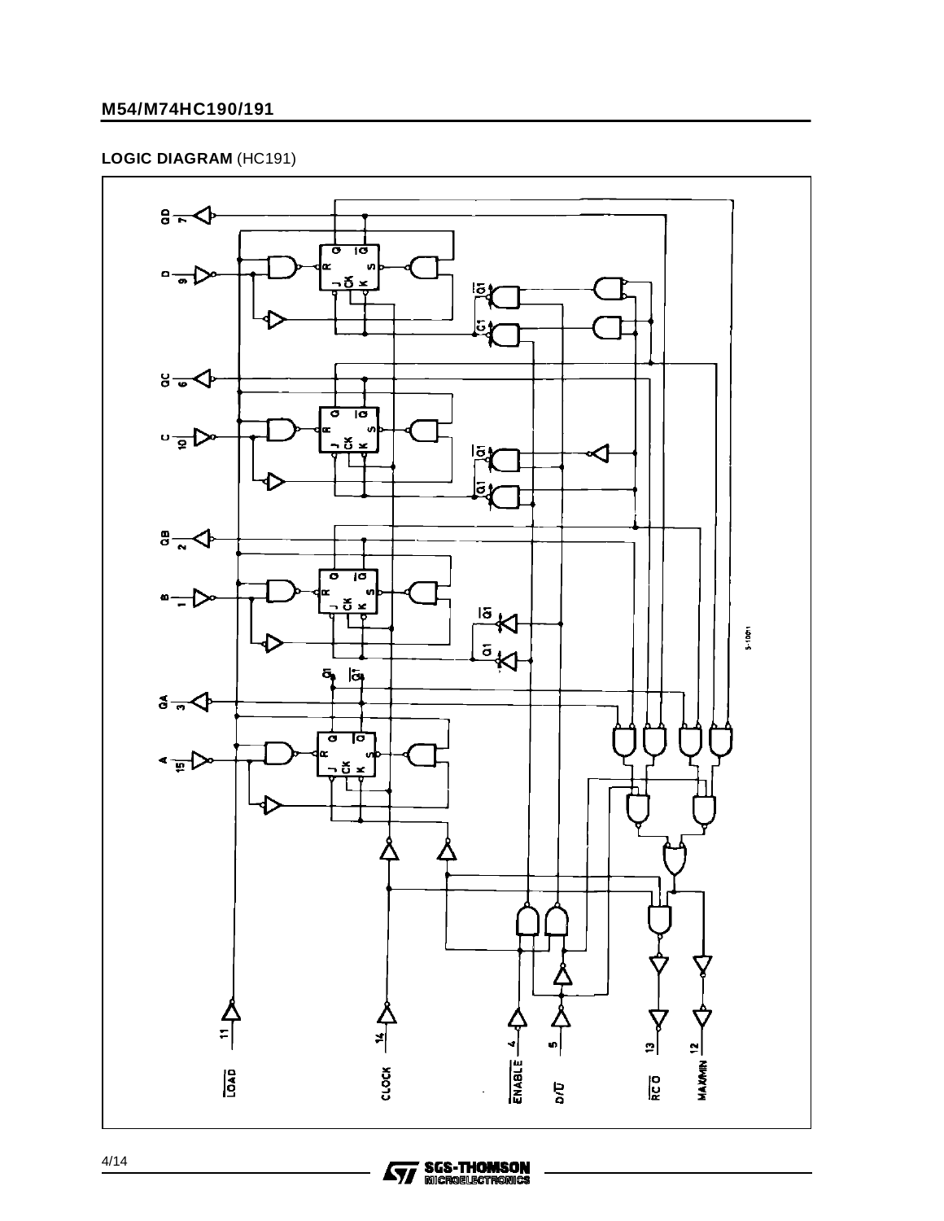**LOGIC DIAGRAM** (HC191)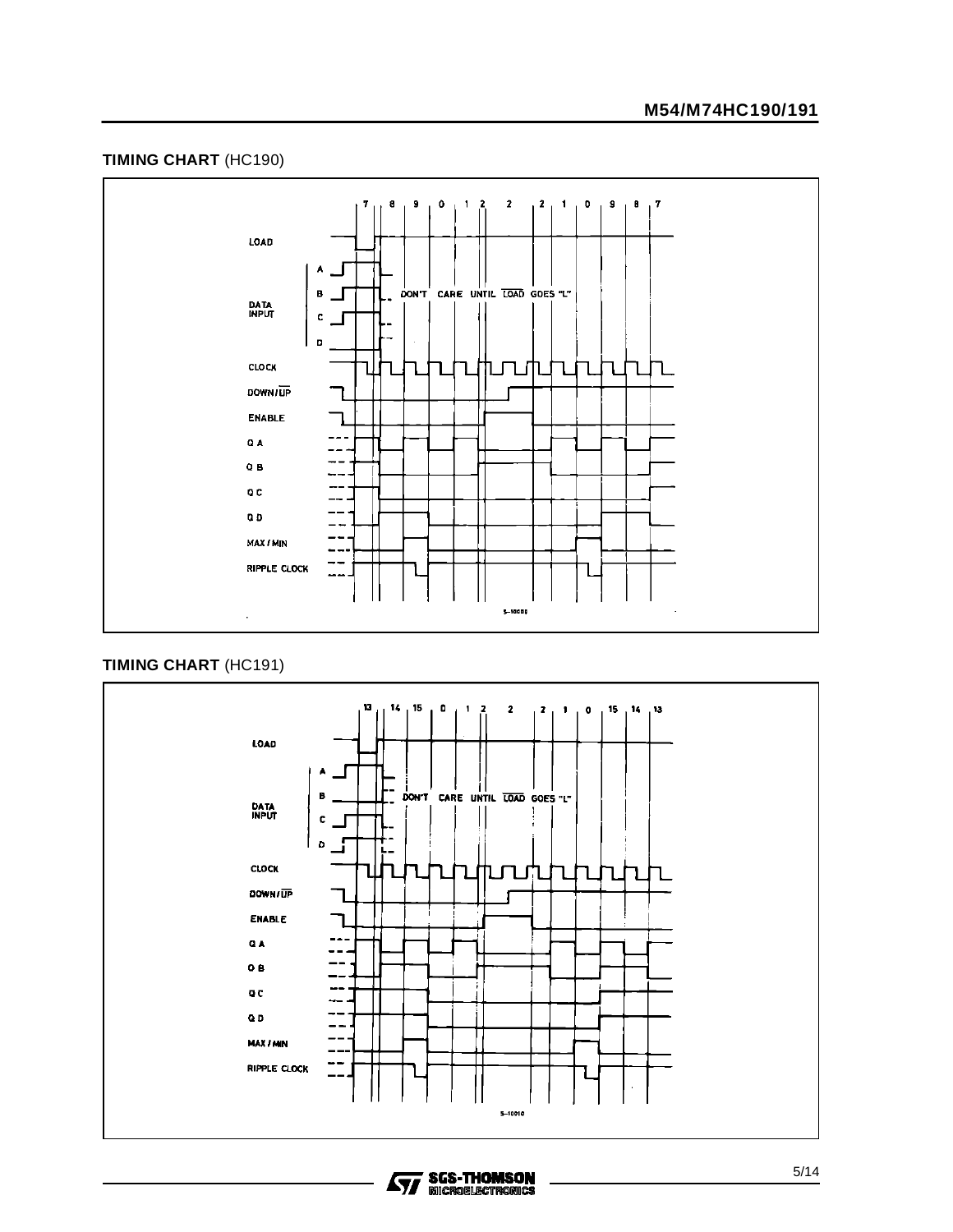**TIMING CHART** (HC190)

7 | 8 | 9 | 0 | 1 | 2 | 2 | 2 | 1 | 0 | 9 | 8 | 7

LOAD

DATA INPUT: A, B, C, D

DON'T CARE UNTIL $\overline{\text{LOAD}}$ GOES "L"

CLOCK

DOWN/$\overline{\text{UP}}$

ENABLE

Q A

Q B

Q C

Q D

MAX / MIN

RIPPLE CLOCK

S-10008

**TIMING CHART** (HC191)

13 | 14 | 15 | 0 | 1 | 2 | 2 | 2 | 1 | 0 | 15 | 14 | 13

LOAD

DATA INPUT: A, B, C, D

DON'T CARE UNTIL $\overline{\text{LOAD}}$ GOES "L"

CLOCK

DOWN/$\overline{\text{UP}}$

ENABLE

Q A

Q B

Q C

Q D

MAX / MIN

RIPPLE CLOCK

S-10010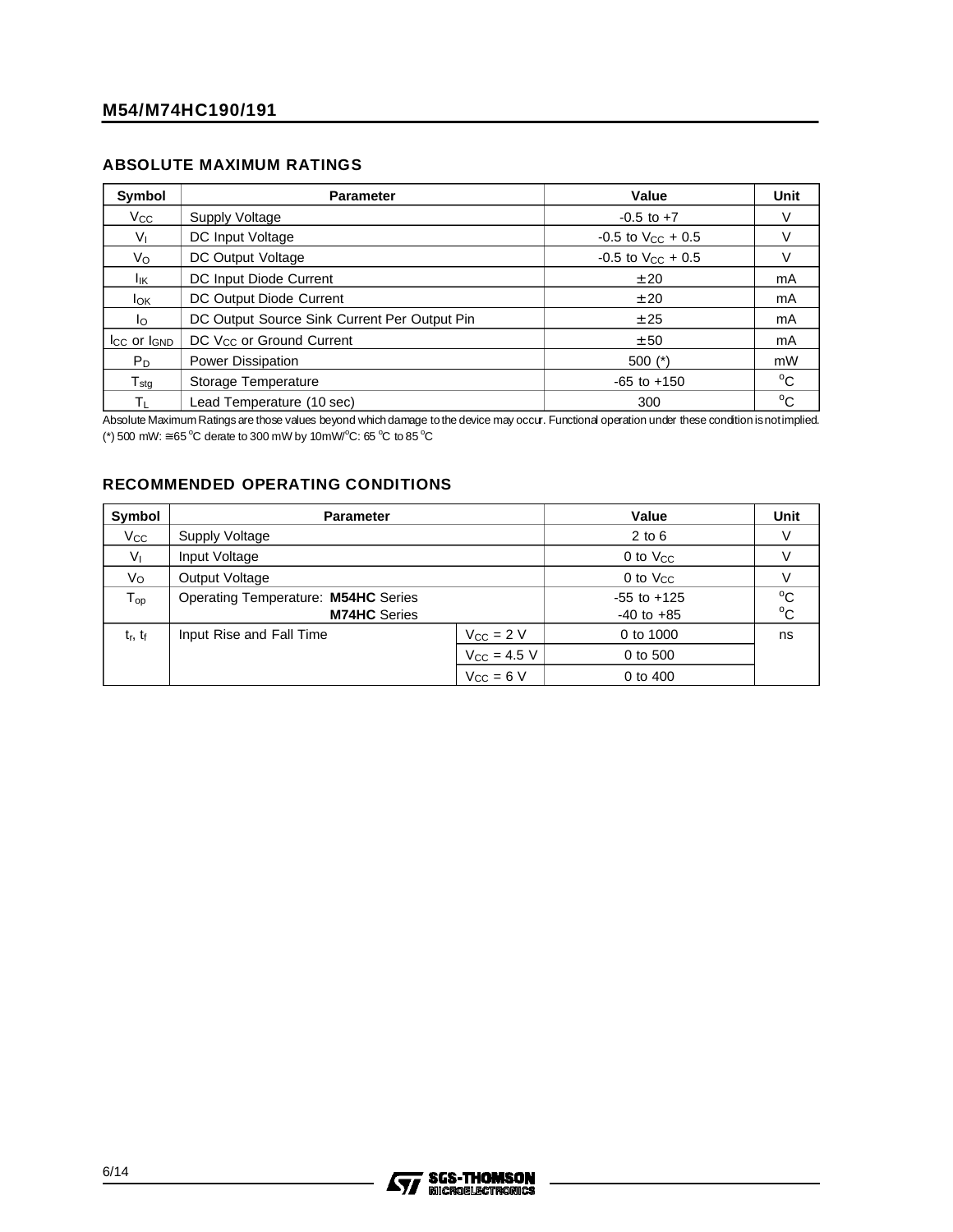## ABSOLUTE MAXIMUM RATINGS

| Symbol | Parameter | Value | Unit |
|---|---|---|---|
| $V_{CC}$ | Supply Voltage | -0.5 to +7 | V |
| $V_I$ | DC Input Voltage | -0.5 to $V_{CC}$ + 0.5 | V |
| $V_O$ | DC Output Voltage | -0.5 to $V_{CC}$ + 0.5 | V |
| $I_{IK}$ | DC Input Diode Current | ± 20 | mA |
| $I_{OK}$ | DC Output Diode Current | ± 20 | mA |
| $I_O$ | DC Output Source Sink Current Per Output Pin | ± 25 | mA |
| $I_{CC}$ or $I_{GND}$ | DC $V_{CC}$ or Ground Current | ± 50 | mA |
| $P_D$ | Power Dissipation | 500 (*) | mW |
| $T_{stg}$ | Storage Temperature | -65 to +150 | °C |
| $T_L$ | Lead Temperature (10 sec) | 300 | °C |

Absolute Maximum Ratings are those values beyond which damage to the device may occur. Functional operation under these condition is not implied.
(*) 500 mW: ≅ 65 °C derate to 300 mW by 10mW/°C: 65 °C to 85 °C

## RECOMMENDED OPERATING CONDITIONS

| Symbol | Parameter | | Value | Unit |
|---|---|---|---|---|
| $V_{CC}$ | Supply Voltage | | 2 to 6 | V |
| $V_I$ | Input Voltage | | 0 to $V_{CC}$ | V |
| $V_O$ | Output Voltage | | 0 to $V_{CC}$ | V |
| $T_{op}$ | Operating Temperature: **M54HC** Series<br>**M74HC** Series | | -55 to +125<br>-40 to +85 | °C<br>°C |
| $t_r$, $t_f$ | Input Rise and Fall Time | $V_{CC}$ = 2 V | 0 to 1000 | ns |
| | | $V_{CC}$ = 4.5 V | 0 to 500 | |
| | | $V_{CC}$ = 6 V | 0 to 400 | |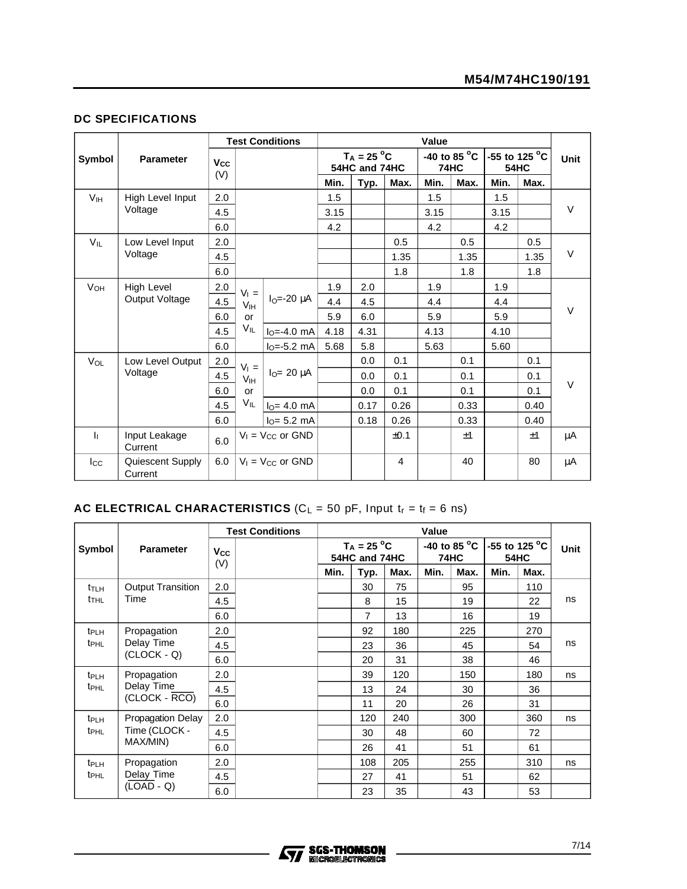## DC SPECIFICATIONS

| Symbol | Parameter | Test Conditions | | | Value | | | | | | | Unit |
|---|---|---|---|---|---|---|---|---|---|---|---|---|
| | | $V_{CC}$ (V) | | | $T_A$ = 25 °C 54HC and 74HC | | | -40 to 85 °C 74HC | | -55 to 125 °C 54HC | | |
| | | | | | Min. | Typ. | Max. | Min. | Max. | Min. | Max. | |
| $V_{IH}$ | High Level Input Voltage | 2.0 | | | 1.5 | | | 1.5 | | 1.5 | | V |
| | | 4.5 | | | 3.15 | | | 3.15 | | 3.15 | | |
| | | 6.0 | | | 4.2 | | | 4.2 | | 4.2 | | |
| $V_{IL}$ | Low Level Input Voltage | 2.0 | | | | | 0.5 | | 0.5 | | 0.5 | V |
| | | 4.5 | | | | | 1.35 | | 1.35 | | 1.35 | |
| | | 6.0 | | | | | 1.8 | | 1.8 | | 1.8 | |
| $V_{OH}$ | High Level Output Voltage | 2.0 | $V_I$ = $V_{IH}$ or $V_{IL}$ | $I_O$=-20 μA | 1.9 | 2.0 | | 1.9 | | 1.9 | | V |
| | | 4.5 | | | 4.4 | 4.5 | | 4.4 | | 4.4 | | |
| | | 6.0 | | | 5.9 | 6.0 | | 5.9 | | 5.9 | | |
| | | 4.5 | | $I_O$=-4.0 mA | 4.18 | 4.31 | | 4.13 | | 4.10 | | |
| | | 6.0 | | $I_O$=-5.2 mA | 5.68 | 5.8 | | 5.63 | | 5.60 | | |
| $V_{OL}$ | Low Level Output Voltage | 2.0 | $V_I$ = $V_{IH}$ or $V_{IL}$ | $I_O$= 20 μA | | 0.0 | 0.1 | | 0.1 | | 0.1 | V |
| | | 4.5 | | | | 0.0 | 0.1 | | 0.1 | | 0.1 | |
| | | 6.0 | | | | 0.0 | 0.1 | | 0.1 | | 0.1 | |
| | | 4.5 | | $I_O$= 4.0 mA | | 0.17 | 0.26 | | 0.33 | | 0.40 | |
| | | 6.0 | | $I_O$= 5.2 mA | | 0.18 | 0.26 | | 0.33 | | 0.40 | |
| $I_I$ | Input Leakage Current | 6.0 | $V_I$ = $V_{CC}$ or GND | | | | ±0.1 | | ±1 | | ±1 | μA |
| $I_{CC}$ | Quiescent Supply Current | 6.0 | $V_I$ = $V_{CC}$ or GND | | | | 4 | | 40 | | 80 | μA |

## AC ELECTRICAL CHARACTERISTICS ($C_L$ = 50 pF, Input $t_r$ = $t_f$ = 6 ns)

| Symbol | Parameter | Test Conditions | | Value | | | | | | | Unit |
|---|---|---|---|---|---|---|---|---|---|---|---|
| | | $V_{CC}$ (V) | | $T_A$ = 25 °C 54HC and 74HC | | | -40 to 85 °C 74HC | | -55 to 125 °C 54HC | | |
| | | | | Min. | Typ. | Max. | Min. | Max. | Min. | Max. | |
| $t_{TLH}$ $t_{THL}$ | Output Transition Time | 2.0 | | | 30 | 75 | | 95 | | 110 | ns |
| | | 4.5 | | | 8 | 15 | | 19 | | 22 | |
| | | 6.0 | | | 7 | 13 | | 16 | | 19 | |
| $t_{PLH}$ $t_{PHL}$ | Propagation Delay Time (CLOCK - Q) | 2.0 | | | 92 | 180 | | 225 | | 270 | ns |
| | | 4.5 | | | 23 | 36 | | 45 | | 54 | |
| | | 6.0 | | | 20 | 31 | | 38 | | 46 | |
| $t_{PLH}$ $t_{PHL}$ | Propagation Delay Time (CLOCK - $\overline{RCO}$) | 2.0 | | | 39 | 120 | | 150 | | 180 | ns |
| | | 4.5 | | | 13 | 24 | | 30 | | 36 | |
| | | 6.0 | | | 11 | 20 | | 26 | | 31 | |
| $t_{PLH}$ $t_{PHL}$ | Propagation Delay Time (CLOCK - MAX/MIN) | 2.0 | | | 120 | 240 | | 300 | | 360 | ns |
| | | 4.5 | | | 30 | 48 | | 60 | | 72 | |
| | | 6.0 | | | 26 | 41 | | 51 | | 61 | |
| $t_{PLH}$ $t_{PHL}$ | Propagation Delay Time ($\overline{LOAD}$ - Q) | 2.0 | | | 108 | 205 | | 255 | | 310 | ns |
| | | 4.5 | | | 27 | 41 | | 51 | | 62 | |
| | | 6.0 | | | 23 | 35 | | 43 | | 53 | |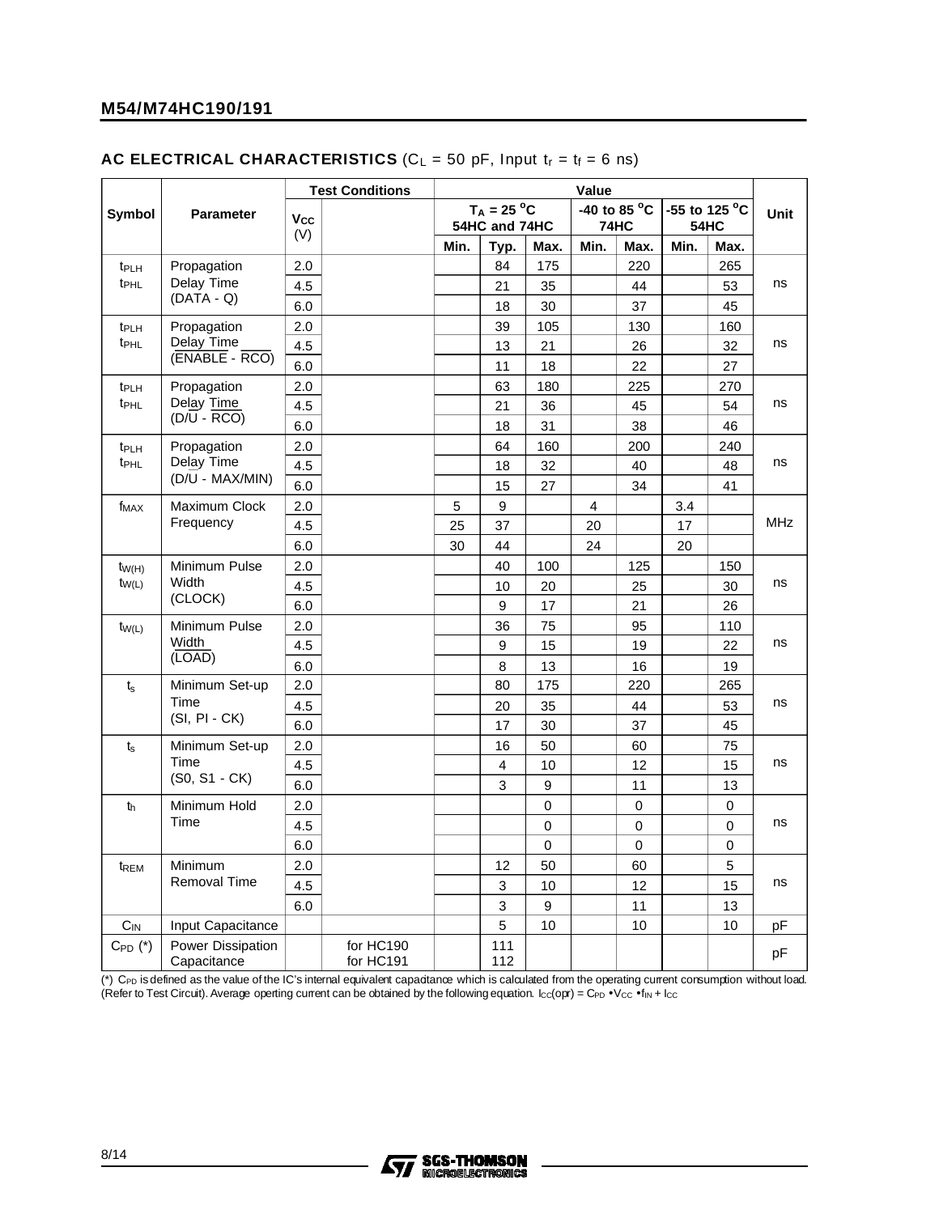## AC ELECTRICAL CHARACTERISTICS ($C_L$ = 50 pF, Input $t_r$ = $t_f$ = 6 ns)

| Symbol | Parameter | Test Conditions | | Value | | | | | | | Unit |
|---|---|---|---|---|---|---|---|---|---|---|---|
| | | $V_{CC}$ (V) | | $T_A$ = 25 °C 54HC and 74HC | | | -40 to 85 °C 74HC | | -55 to 125 °C 54HC | | |
| | | | | Min. | Typ. | Max. | Min. | Max. | Min. | Max. | |
| $t_{PLH}$ $t_{PHL}$ | Propagation Delay Time (DATA - Q) | 2.0 | | | 84 | 175 | | 220 | | 265 | ns |
| | | 4.5 | | | 21 | 35 | | 44 | | 53 | |
| | | 6.0 | | | 18 | 30 | | 37 | | 45 | |
| $t_{PLH}$ $t_{PHL}$ | Propagation Delay Time ($\overline{\text{ENABLE}}$ - $\overline{\text{RCO}}$) | 2.0 | | | 39 | 105 | | 130 | | 160 | ns |
| | | 4.5 | | | 13 | 21 | | 26 | | 32 | |
| | | 6.0 | | | 11 | 18 | | 22 | | 27 | |
| $t_{PLH}$ $t_{PHL}$ | Propagation Delay Time (D/$\overline{\text{U}}$ - $\overline{\text{RCO}}$) | 2.0 | | | 63 | 180 | | 225 | | 270 | ns |
| | | 4.5 | | | 21 | 36 | | 45 | | 54 | |
| | | 6.0 | | | 18 | 31 | | 38 | | 46 | |
| $t_{PLH}$ $t_{PHL}$ | Propagation Delay Time (D/$\overline{\text{U}}$ - MAX/MIN) | 2.0 | | | 64 | 160 | | 200 | | 240 | ns |
| | | 4.5 | | | 18 | 32 | | 40 | | 48 | |
| | | 6.0 | | | 15 | 27 | | 34 | | 41 | |
| $f_{MAX}$ | Maximum Clock Frequency | 2.0 | | 5 | 9 | | 4 | | 3.4 | | MHz |
| | | 4.5 | | 25 | 37 | | 20 | | 17 | | |
| | | 6.0 | | 30 | 44 | | 24 | | 20 | | |
| $t_{W(H)}$ $t_{W(L)}$ | Minimum Pulse Width (CLOCK) | 2.0 | | | 40 | 100 | | 125 | | 150 | ns |
| | | 4.5 | | | 10 | 20 | | 25 | | 30 | |
| | | 6.0 | | | 9 | 17 | | 21 | | 26 | |
| $t_{W(L)}$ | Minimum Pulse Width ($\overline{\text{LOAD}}$) | 2.0 | | | 36 | 75 | | 95 | | 110 | ns |
| | | 4.5 | | | 9 | 15 | | 19 | | 22 | |
| | | 6.0 | | | 8 | 13 | | 16 | | 19 | |
| $t_s$ | Minimum Set-up Time (SI, PI - CK) | 2.0 | | | 80 | 175 | | 220 | | 265 | ns |
| | | 4.5 | | | 20 | 35 | | 44 | | 53 | |
| | | 6.0 | | | 17 | 30 | | 37 | | 45 | |
| $t_s$ | Minimum Set-up Time (S0, S1 - CK) | 2.0 | | | 16 | 50 | | 60 | | 75 | ns |
| | | 4.5 | | | 4 | 10 | | 12 | | 15 | |
| | | 6.0 | | | 3 | 9 | | 11 | | 13 | |
| $t_h$ | Minimum Hold Time | 2.0 | | | | 0 | | 0 | | 0 | ns |
| | | 4.5 | | | | 0 | | 0 | | 0 | |
| | | 6.0 | | | | 0 | | 0 | | 0 | |
| $t_{REM}$ | Minimum Removal Time | 2.0 | | | 12 | 50 | | 60 | | 5 | ns |
| | | 4.5 | | | 3 | 10 | | 12 | | 15 | |
| | | 6.0 | | | 3 | 9 | | 11 | | 13 | |
| $C_{IN}$ | Input Capacitance | | | | 5 | 10 | | 10 | | 10 | pF |
| $C_{PD}$ (*) | Power Dissipation Capacitance | | for HC190 for HC191 | | 111 112 | | | | | | pF |

(*) $C_{PD}$ is defined as the value of the IC's internal equivalent capacitance which is calculated from the operating current consumption without load. (Refer to Test Circuit). Average operting current can be obtained by the following equation. $I_{CC}(opr) = C_{PD} \bullet V_{CC} \bullet f_{IN} + I_{CC}$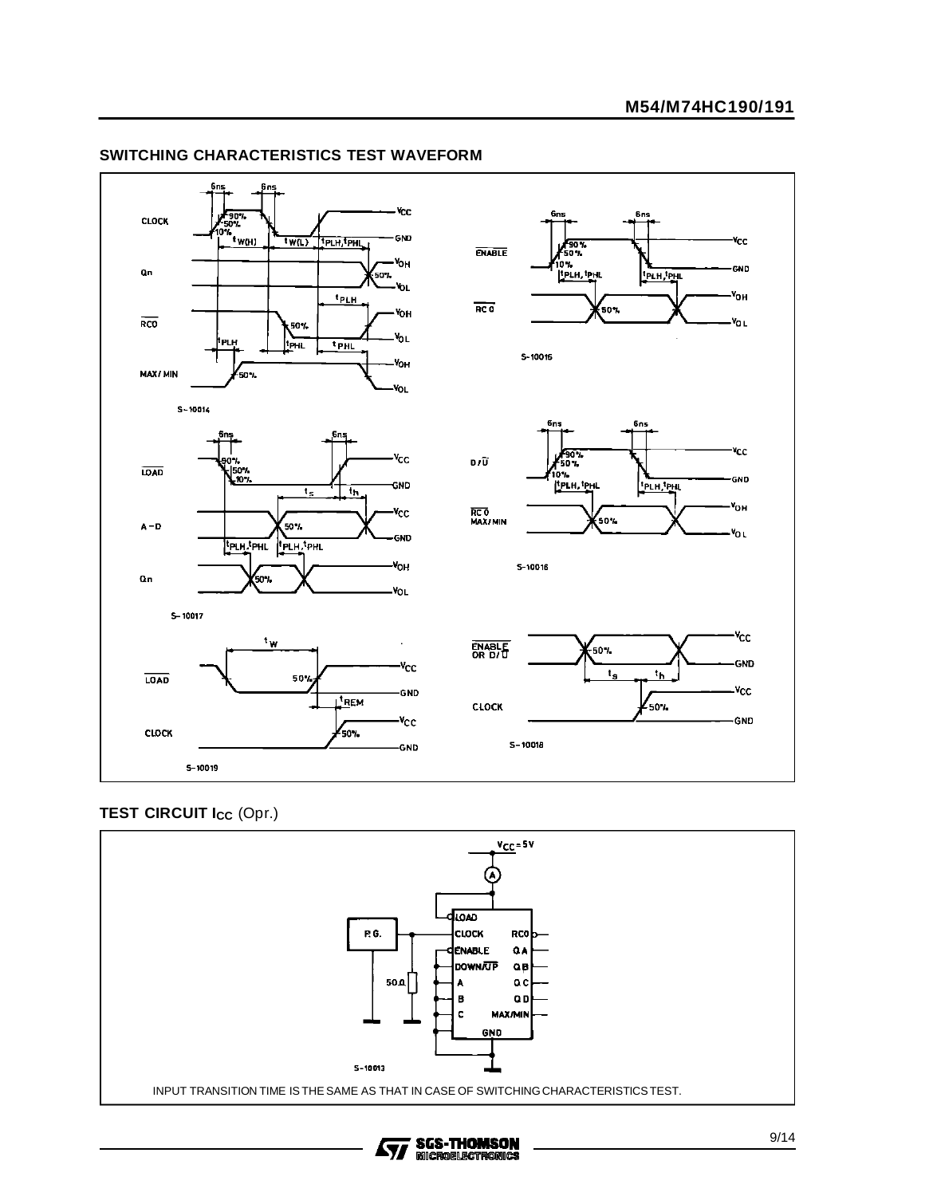## SWITCHING CHARACTERISTICS TEST WAVEFORM

## TEST CIRCUIT $I_{CC}$ (Opr.)

INPUT TRANSITION TIME IS THE SAME AS THAT IN CASE OF SWITCHING CHARACTERISTICS TEST.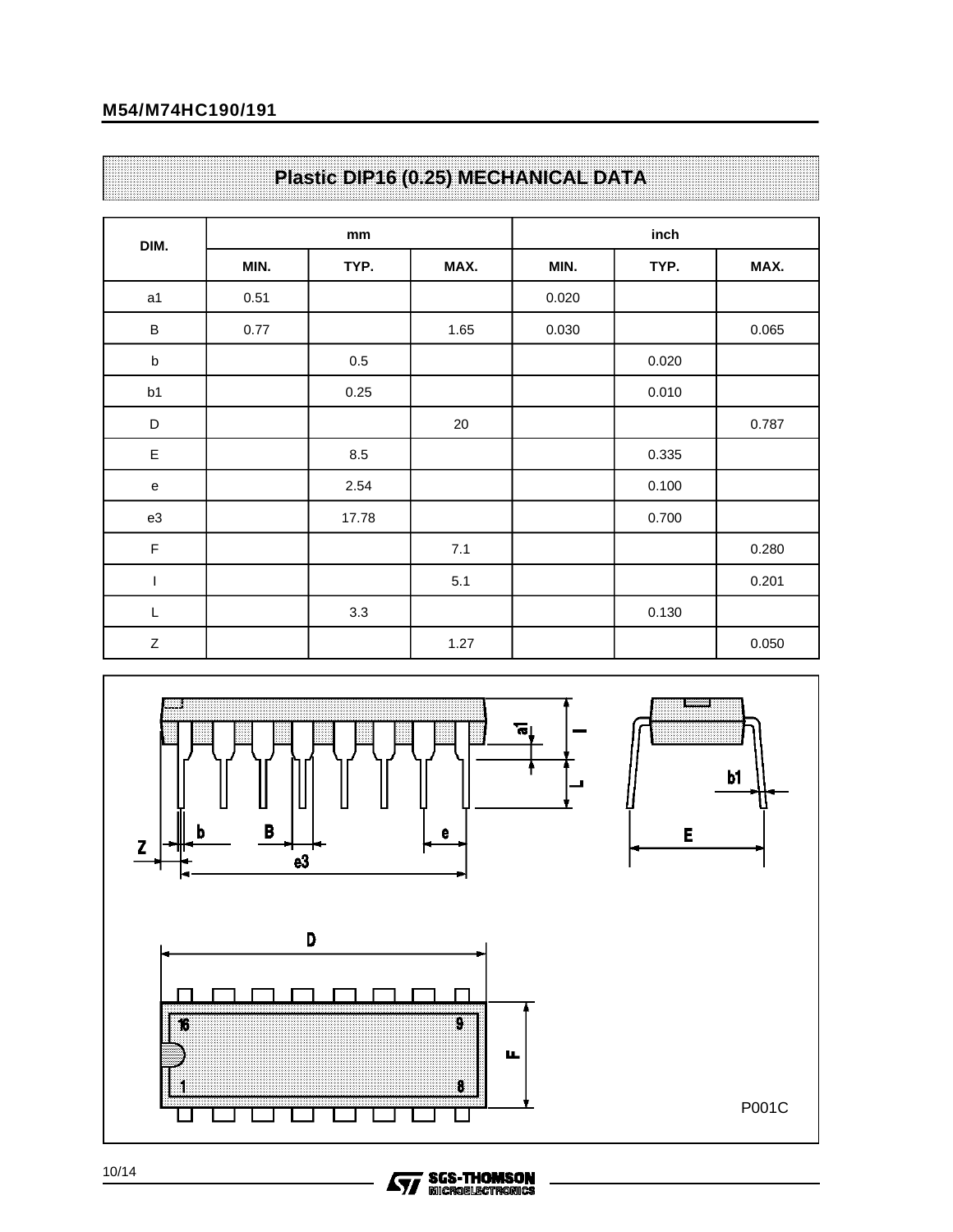## Plastic DIP16 (0.25) MECHANICAL DATA

| DIM. | mm | | | inch | | |
|---|---|---|---|---|---|---|
| | MIN. | TYP. | MAX. | MIN. | TYP. | MAX. |
| a1 | 0.51 | | | 0.020 | | |
| B | 0.77 | | 1.65 | 0.030 | | 0.065 |
| b | | 0.5 | | | 0.020 | |
| b1 | | 0.25 | | | 0.010 | |
| D | | | 20 | | | 0.787 |
| E | | 8.5 | | | 0.335 | |
| e | | 2.54 | | | 0.100 | |
| e3 | | 17.78 | | | 0.700 | |
| F | | | 7.1 | | | 0.280 |
| I | | | 5.1 | | | 0.201 |
| L | | 3.3 | | | 0.130 | |
| Z | | | 1.27 | | | 0.050 |

P001C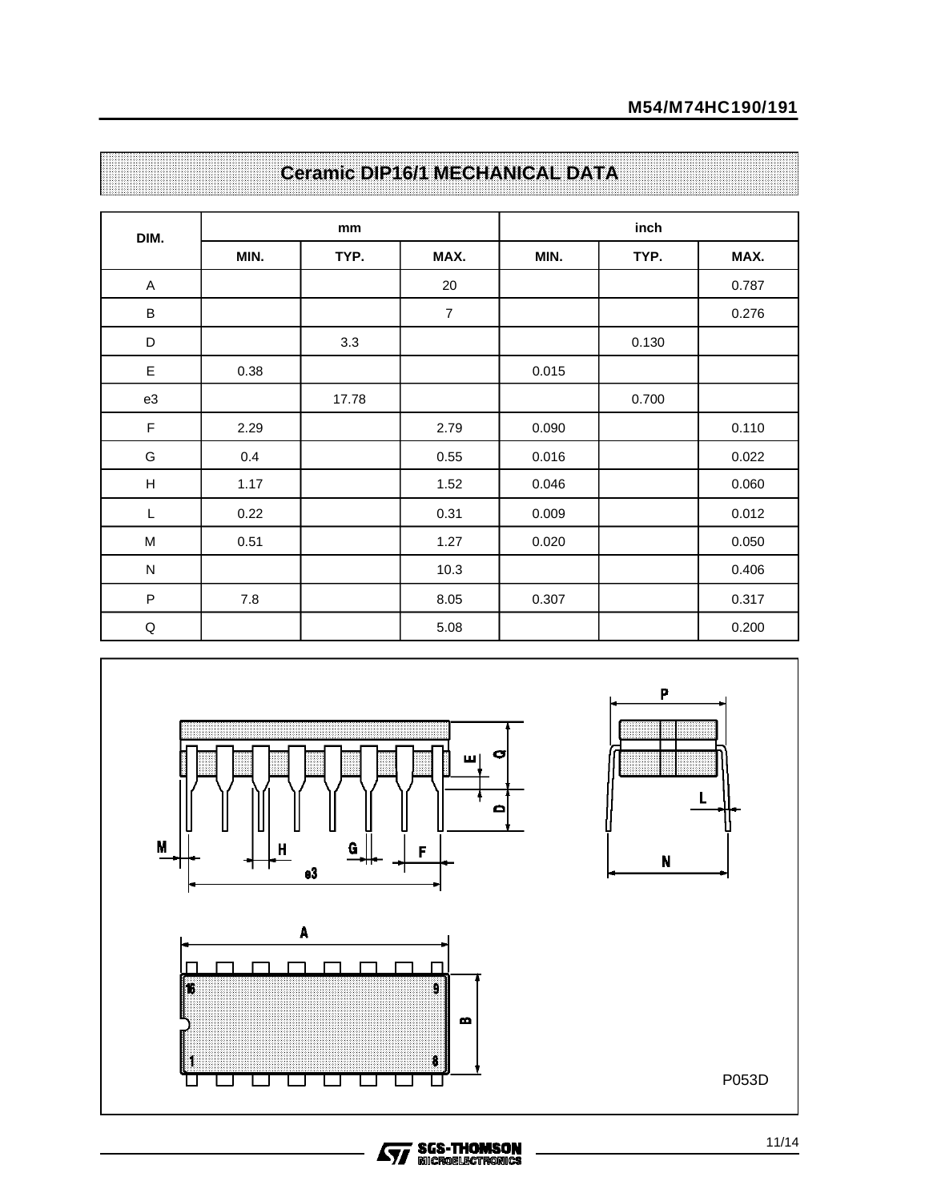## Ceramic DIP16/1 MECHANICAL DATA

| DIM. | mm | | | inch | | |
|---|---|---|---|---|---|---|
| | MIN. | TYP. | MAX. | MIN. | TYP. | MAX. |
| A | | | 20 | | | 0.787 |
| B | | | 7 | | | 0.276 |
| D | | 3.3 | | | 0.130 | |
| E | 0.38 | | | 0.015 | | |
| e3 | | 17.78 | | | 0.700 | |
| F | 2.29 | | 2.79 | 0.090 | | 0.110 |
| G | 0.4 | | 0.55 | 0.016 | | 0.022 |
| H | 1.17 | | 1.52 | 0.046 | | 0.060 |
| L | 0.22 | | 0.31 | 0.009 | | 0.012 |
| M | 0.51 | | 1.27 | 0.020 | | 0.050 |
| N | | | 10.3 | | | 0.406 |
| P | 7.8 | | 8.05 | 0.307 | | 0.317 |
| Q | | | 5.08 | | | 0.200 |

P053D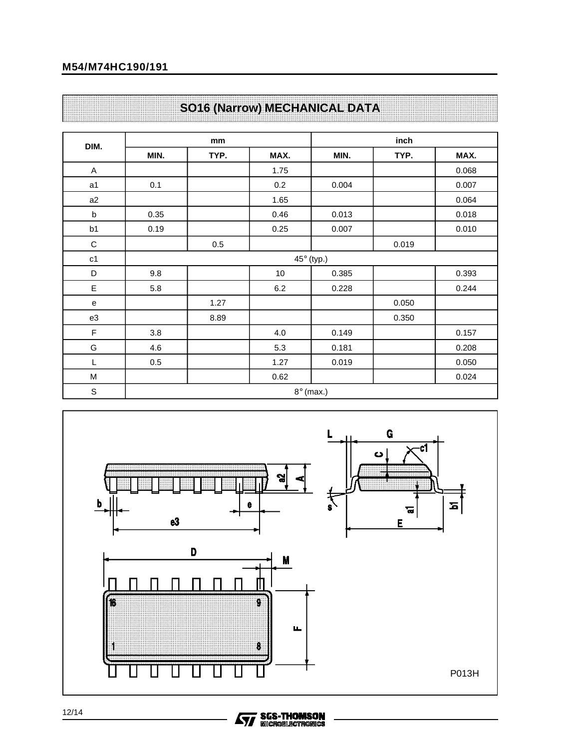## SO16 (Narrow) MECHANICAL DATA

| DIM. | mm | | | inch | | |
|---|---|---|---|---|---|---|
| | MIN. | TYP. | MAX. | MIN. | TYP. | MAX. |
| A | | | 1.75 | | | 0.068 |
| a1 | 0.1 | | 0.2 | 0.004 | | 0.007 |
| a2 | | | 1.65 | | | 0.064 |
| b | 0.35 | | 0.46 | 0.013 | | 0.018 |
| b1 | 0.19 | | 0.25 | 0.007 | | 0.010 |
| C | | 0.5 | | | 0.019 | |
| c1 | 45° (typ.) | | | | | |
| D | 9.8 | | 10 | 0.385 | | 0.393 |
| E | 5.8 | | 6.2 | 0.228 | | 0.244 |
| e | | 1.27 | | | 0.050 | |
| e3 | | 8.89 | | | 0.350 | |
| F | 3.8 | | 4.0 | 0.149 | | 0.157 |
| G | 4.6 | | 5.3 | 0.181 | | 0.208 |
| L | 0.5 | | 1.27 | 0.019 | | 0.050 |
| M | | | 0.62 | | | 0.024 |
| S | 8° (max.) | | | | | |

P013H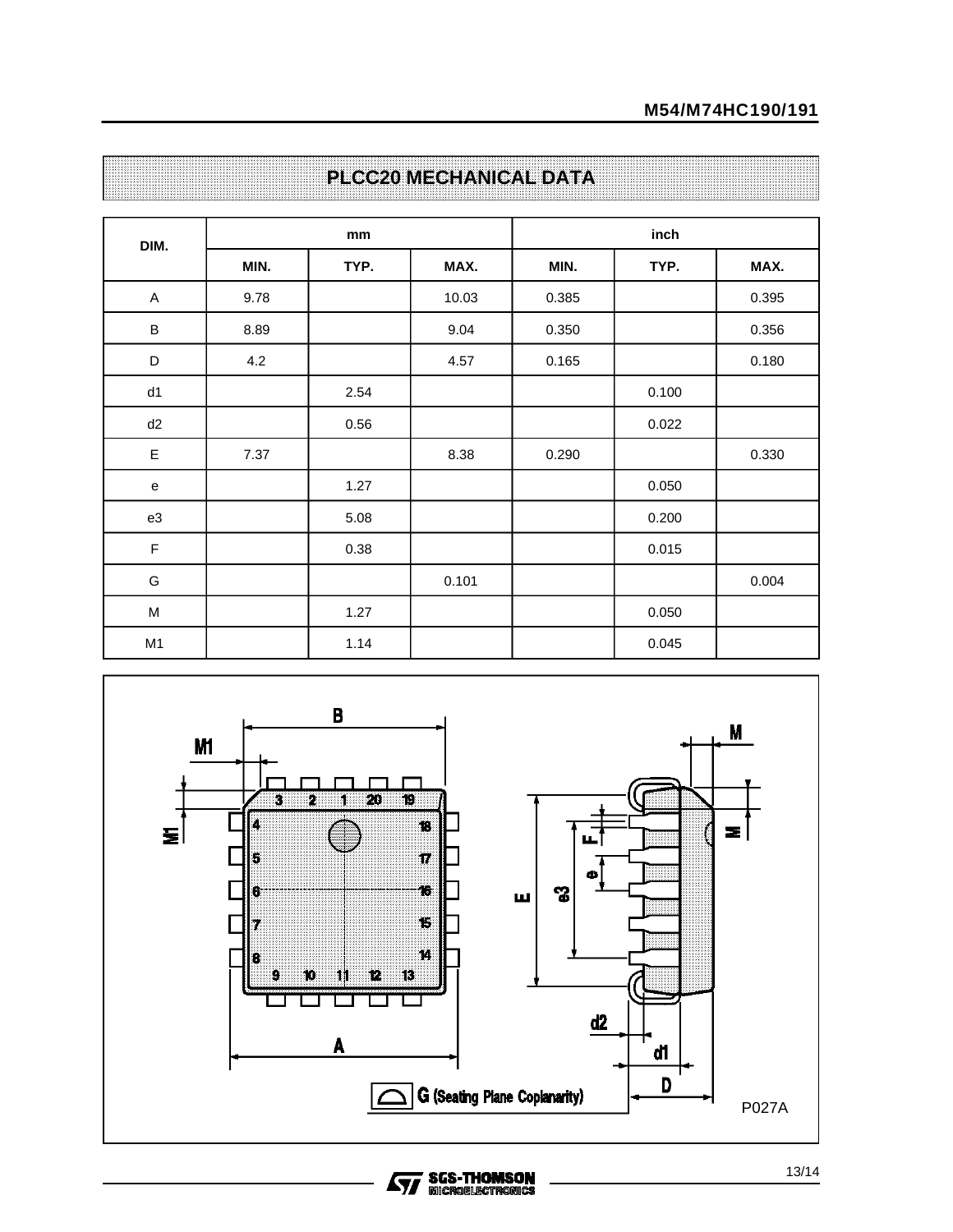## PLCC20 MECHANICAL DATA

| DIM. | mm | | | inch | | |
|---|---|---|---|---|---|---|
| | MIN. | TYP. | MAX. | MIN. | TYP. | MAX. |
| A | 9.78 | | 10.03 | 0.385 | | 0.395 |
| B | 8.89 | | 9.04 | 0.350 | | 0.356 |
| D | 4.2 | | 4.57 | 0.165 | | 0.180 |
| d1 | | 2.54 | | | 0.100 | |
| d2 | | 0.56 | | | 0.022 | |
| E | 7.37 | | 8.38 | 0.290 | | 0.330 |
| e | | 1.27 | | | 0.050 | |
| e3 | | 5.08 | | | 0.200 | |
| F | | 0.38 | | | 0.015 | |
| G | | | 0.101 | | | 0.004 |
| M | | 1.27 | | | 0.050 | |
| M1 | | 1.14 | | | 0.045 | |

G (Seating Plane Coplanarity)

P027A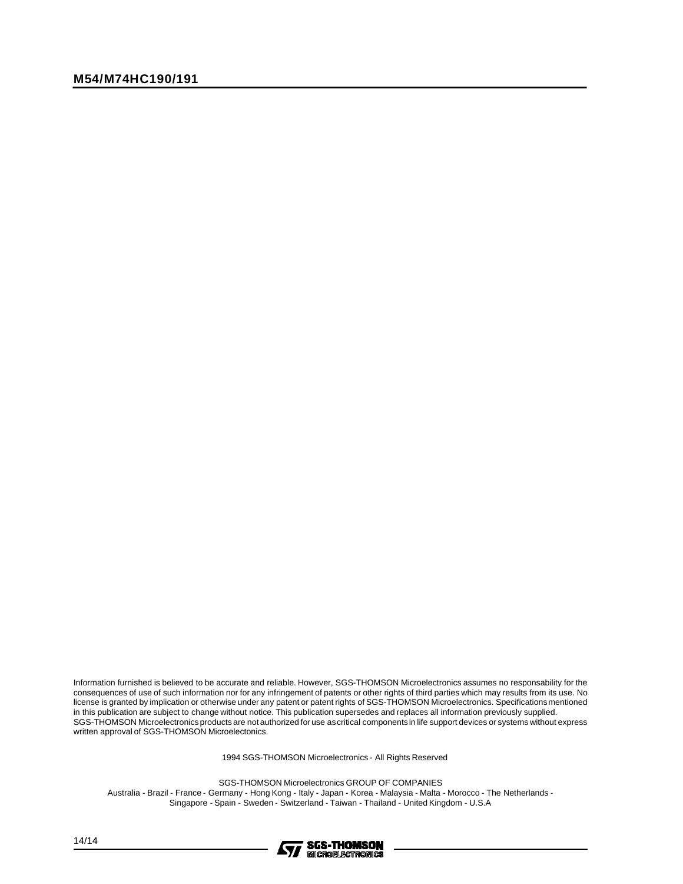Information furnished is believed to be accurate and reliable. However, SGS-THOMSON Microelectronics assumes no responsability for the consequences of use of such information nor for any infringement of patents or other rights of third parties which may results from its use. No license is granted by implication or otherwise under any patent or patent rights of SGS-THOMSON Microelectronics. Specifications mentioned in this publication are subject to change without notice. This publication supersedes and replaces all information previously supplied.
SGS-THOMSON Microelectronics products are not authorized for use as critical components in life support devices or systems without express written approval of SGS-THOMSON Microelectonics.

1994 SGS-THOMSON Microelectronics - All Rights Reserved

SGS-THOMSON Microelectronics GROUP OF COMPANIES
Australia - Brazil - France - Germany - Hong Kong - Italy - Japan - Korea - Malaysia - Malta - Morocco - The Netherlands - Singapore - Spain - Sweden - Switzerland - Taiwan - Thailand - United Kingdom - U.S.A